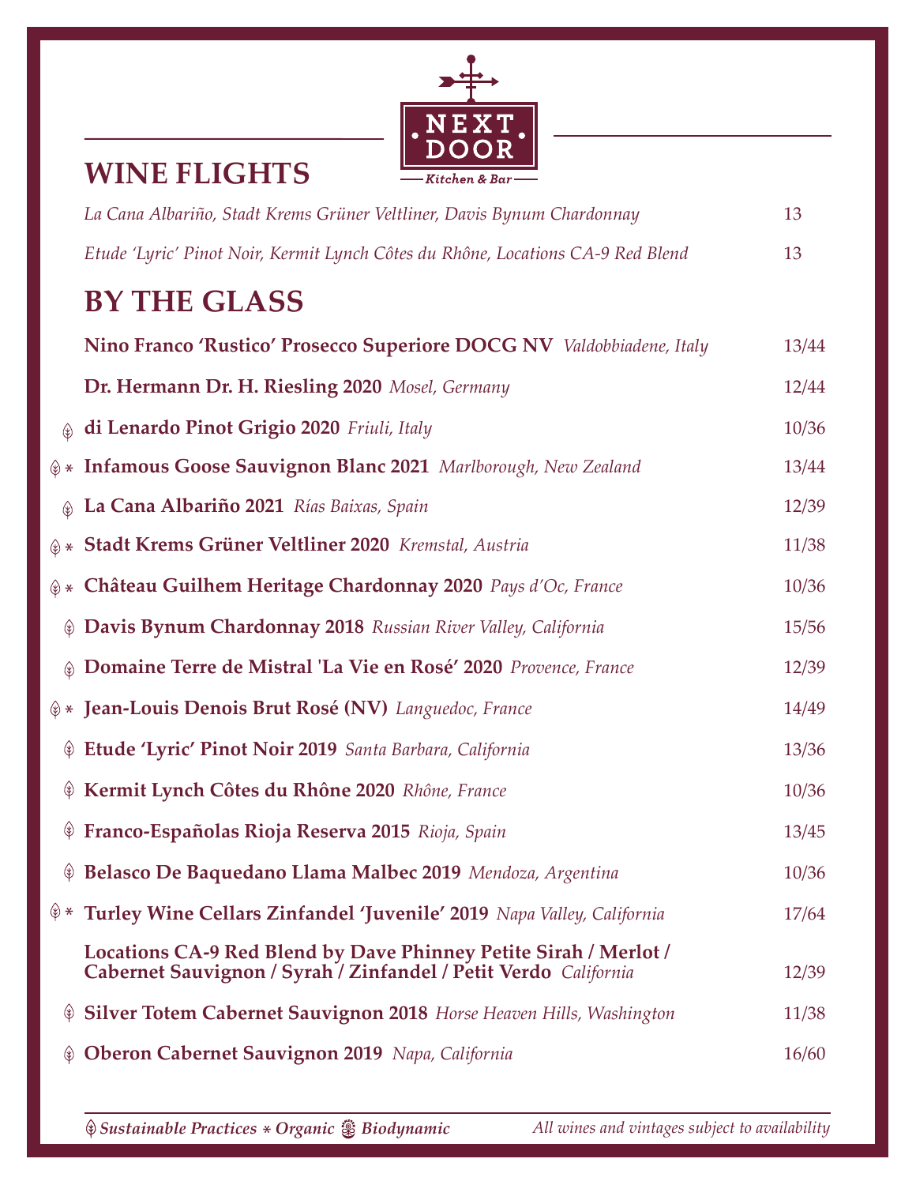NEXT DOOR
Kitchen & Bar

## WINE FLIGHTS

*La Cana Albariño, Stadt Krems Grüner Veltliner, Davis Bynum Chardonnay* 13

*Etude 'Lyric' Pinot Noir, Kermit Lynch Côtes du Rhône, Locations CA-9 Red Blend* 13

## BY THE GLASS

**Nino Franco 'Rustico' Prosecco Superiore DOCG NV** *Valdobbiadene, Italy* 13/44

**Dr. Hermann Dr. H. Riesling 2020** *Mosel, Germany* 12/44

**di Lenardo Pinot Grigio 2020** *Friuli, Italy* 10/36

* **Infamous Goose Sauvignon Blanc 2021** *Marlborough, New Zealand* 13/44

**La Cana Albariño 2021** *Rías Baixas, Spain* 12/39

* **Stadt Krems Grüner Veltliner 2020** *Kremstal, Austria* 11/38

* **Château Guilhem Heritage Chardonnay 2020** *Pays d'Oc, France* 10/36

**Davis Bynum Chardonnay 2018** *Russian River Valley, California* 15/56

**Domaine Terre de Mistral 'La Vie en Rosé' 2020** *Provence, France* 12/39

* **Jean-Louis Denois Brut Rosé (NV)** *Languedoc, France* 14/49

**Etude 'Lyric' Pinot Noir 2019** *Santa Barbara, California* 13/36

**Kermit Lynch Côtes du Rhône 2020** *Rhône, France* 10/36

**Franco-Españolas Rioja Reserva 2015** *Rioja, Spain* 13/45

**Belasco De Baquedano Llama Malbec 2019** *Mendoza, Argentina* 10/36

* **Turley Wine Cellars Zinfandel 'Juvenile' 2019** *Napa Valley, California* 17/64

**Locations CA-9 Red Blend by Dave Phinney Petite Sirah / Merlot / Cabernet Sauvignon / Syrah / Zinfandel / Petit Verdo** *California* 12/39

**Silver Totem Cabernet Sauvignon 2018** *Horse Heaven Hills, Washington* 11/38

**Oberon Cabernet Sauvignon 2019** *Napa, California* 16/60

***Sustainable Practices * Organic Biodynamic***

*All wines and vintages subject to availability*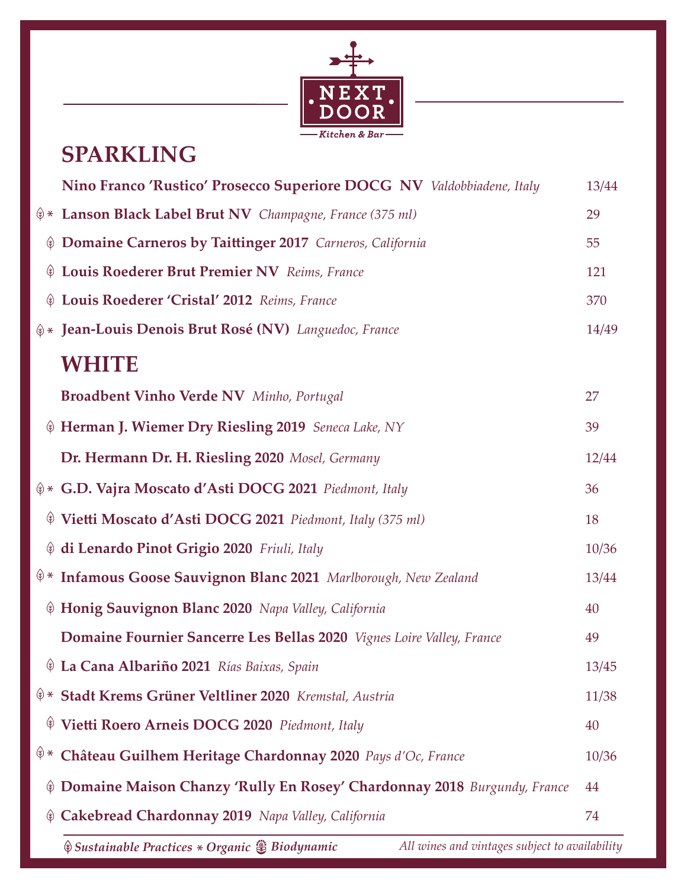NEXT DOOR

Kitchen & Bar

## SPARKLING

| | Wine | Price |
|---|---|---|
| | **Nino Franco 'Rustico' Prosecco Superiore DOCG NV** *Valdobbiadene, Italy* | 13/44 |
| ❦ * | **Lanson Black Label Brut NV** *Champagne, France (375 ml)* | 29 |
| ❦ | **Domaine Carneros by Taittinger 2017** *Carneros, California* | 55 |
| ❦ | **Louis Roederer Brut Premier NV** *Reims, France* | 121 |
| ❦ | **Louis Roederer 'Cristal' 2012** *Reims, France* | 370 |
| ❦ * | **Jean-Louis Denois Brut Rosé (NV)** *Languedoc, France* | 14/49 |

## WHITE

| | Wine | Price |
|---|---|---|
| | **Broadbent Vinho Verde NV** *Minho, Portugal* | 27 |
| ❦ | **Herman J. Wiemer Dry Riesling 2019** *Seneca Lake, NY* | 39 |
| | **Dr. Hermann Dr. H. Riesling 2020** *Mosel, Germany* | 12/44 |
| ❦ * | **G.D. Vajra Moscato d'Asti DOCG 2021** *Piedmont, Italy* | 36 |
| ❦ | **Vietti Moscato d'Asti DOCG 2021** *Piedmont, Italy (375 ml)* | 18 |
| ❦ | **di Lenardo Pinot Grigio 2020** *Friuli, Italy* | 10/36 |
| ❦ * | **Infamous Goose Sauvignon Blanc 2021** *Marlborough, New Zealand* | 13/44 |
| ❦ | **Honig Sauvignon Blanc 2020** *Napa Valley, California* | 40 |
| | **Domaine Fournier Sancerre Les Bellas 2020** *Vignes Loire Valley, France* | 49 |
| ❦ | **La Cana Albariño 2021** *Rías Baixas, Spain* | 13/45 |
| ❦ * | **Stadt Krems Grüner Veltliner 2020** *Kremstal, Austria* | 11/38 |
| ❦ | **Vietti Roero Arneis DOCG 2020** *Piedmont, Italy* | 40 |
| ❦ * | **Château Guilhem Heritage Chardonnay 2020** *Pays d'Oc, France* | 10/36 |
| ❦ | **Domaine Maison Chanzy 'Rully En Rosey' Chardonnay 2018** *Burgundy, France* | 44 |
| ❦ | **Cakebread Chardonnay 2019** *Napa Valley, California* | 74 |

*❦ Sustainable Practices * Organic ✿ Biodynamic*

*All wines and vintages subject to availability*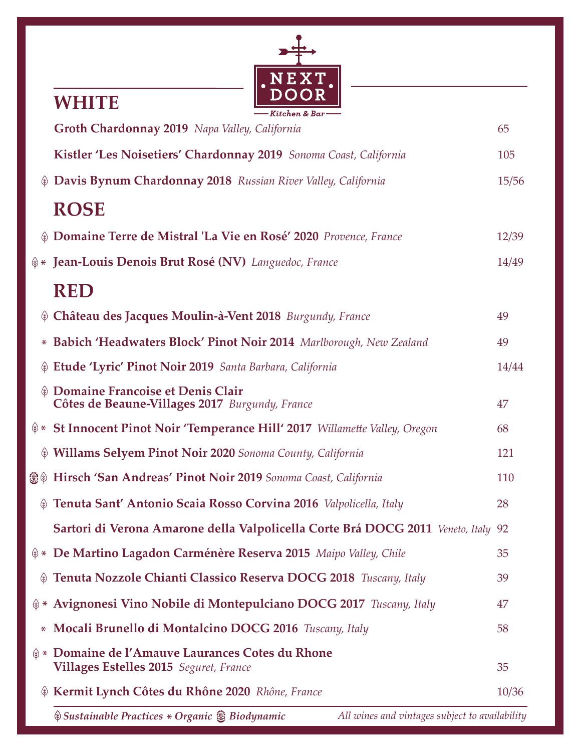NEXT DOOR
Kitchen & Bar

## WHITE

| | Wine | Price |
|---|---|---|
| | **Groth Chardonnay 2019** *Napa Valley, California* | 65 |
| | **Kistler 'Les Noisetiers' Chardonnay 2019** *Sonoma Coast, California* | 105 |
| ♧ | **Davis Bynum Chardonnay 2018** *Russian River Valley, California* | 15/56 |

## ROSE

| | Wine | Price |
|---|---|---|
| ♧ | **Domaine Terre de Mistral 'La Vie en Rosé' 2020** *Provence, France* | 12/39 |
| ♧ * | **Jean-Louis Denois Brut Rosé (NV)** *Languedoc, France* | 14/49 |

## RED

| | Wine | Price |
|---|---|---|
| ♧ | **Château des Jacques Moulin-à-Vent 2018** *Burgundy, France* | 49 |
| * | **Babich 'Headwaters Block' Pinot Noir 2014** *Marlborough, New Zealand* | 49 |
| ♧ | **Etude 'Lyric' Pinot Noir 2019** *Santa Barbara, California* | 14/44 |
| ♧ | **Domaine Francoise et Denis Clair Côtes de Beaune-Villages 2017** *Burgundy, France* | 47 |
| ♧ * | **St Innocent Pinot Noir 'Temperance Hill' 2017** *Willamette Valley, Oregon* | 68 |
| ♧ | **Willams Selyem Pinot Noir 2020** *Sonoma County, California* | 121 |
| ❀ ♧ | **Hirsch 'San Andreas' Pinot Noir 2019** *Sonoma Coast, California* | 110 |
| ♧ | **Tenuta Sant' Antonio Scaia Rosso Corvina 2016** *Valpolicella, Italy* | 28 |
| | **Sartori di Verona Amarone della Valpolicella Corte Brá DOCG 2011** *Veneto, Italy* | 92 |
| ♧ * | **De Martino Lagadon Carménère Reserva 2015** *Maipo Valley, Chile* | 35 |
| ♧ | **Tenuta Nozzole Chianti Classico Reserva DOCG 2018** *Tuscany, Italy* | 39 |
| ♧ * | **Avignonesi Vino Nobile di Montepulciano DOCG 2017** *Tuscany, Italy* | 47 |
| * | **Mocali Brunello di Montalcino DOCG 2016** *Tuscany, Italy* | 58 |
| ♧ * | **Domaine de l'Amauve Laurances Cotes du Rhone Villages Estelles 2015** *Seguret, France* | 35 |
| ♧ | **Kermit Lynch Côtes du Rhône 2020** *Rhône, France* | 10/36 |

*♧ Sustainable Practices * Organic ❀ Biodynamic*

*All wines and vintages subject to availability*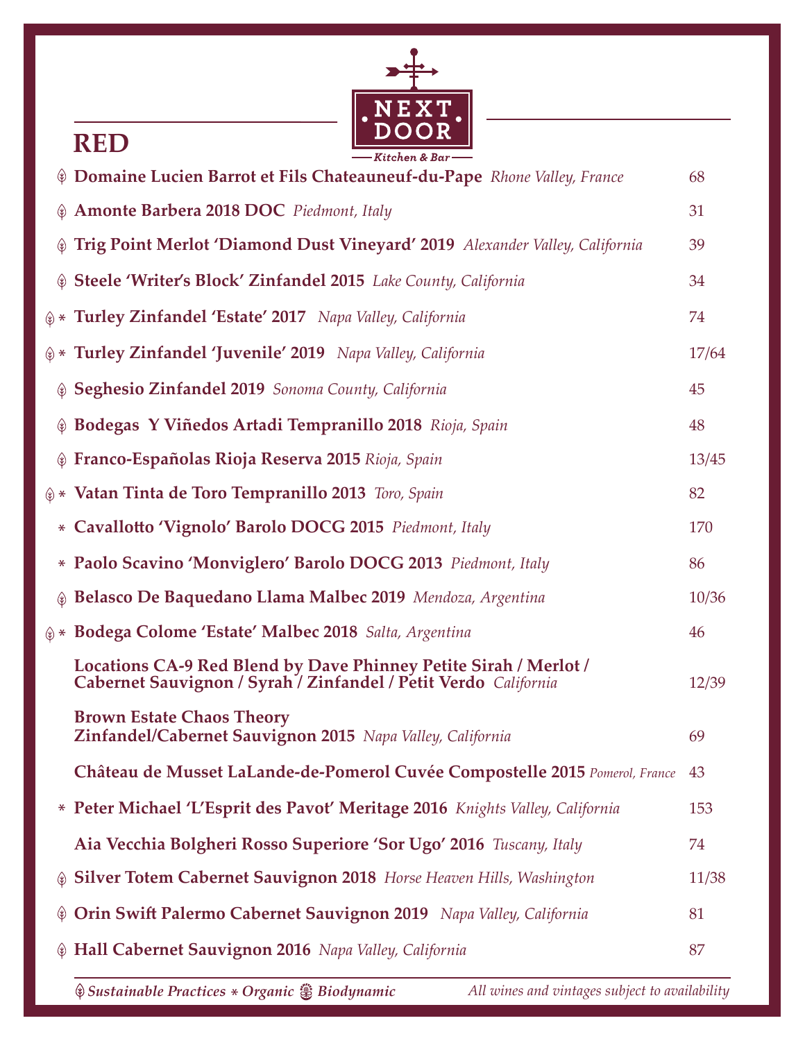NEXT DOOR
Kitchen & Bar

## RED

| | Wine | Price |
|---|---|---|
| ♧ | **Domaine Lucien Barrot et Fils Chateauneuf-du-Pape** *Rhone Valley, France* | 68 |
| ♧ | **Amonte Barbera 2018 DOC** *Piedmont, Italy* | 31 |
| ♧ | **Trig Point Merlot 'Diamond Dust Vineyard' 2019** *Alexander Valley, California* | 39 |
| ♧ | **Steele 'Writer's Block' Zinfandel 2015** *Lake County, California* | 34 |
| ♧ * | **Turley Zinfandel 'Estate' 2017** *Napa Valley, California* | 74 |
| ♧ * | **Turley Zinfandel 'Juvenile' 2019** *Napa Valley, California* | 17/64 |
| ♧ | **Seghesio Zinfandel 2019** *Sonoma County, California* | 45 |
| ♧ | **Bodegas Y Viñedos Artadi Tempranillo 2018** *Rioja, Spain* | 48 |
| ♧ | **Franco-Españolas Rioja Reserva 2015** *Rioja, Spain* | 13/45 |
| ♧ * | **Vatan Tinta de Toro Tempranillo 2013** *Toro, Spain* | 82 |
| * | **Cavallotto 'Vignolo' Barolo DOCG 2015** *Piedmont, Italy* | 170 |
| * | **Paolo Scavino 'Monviglero' Barolo DOCG 2013** *Piedmont, Italy* | 86 |
| ♧ | **Belasco De Baquedano Llama Malbec 2019** *Mendoza, Argentina* | 10/36 |
| ♧ * | **Bodega Colome 'Estate' Malbec 2018** *Salta, Argentina* | 46 |
| | **Locations CA-9 Red Blend by Dave Phinney Petite Sirah / Merlot / Cabernet Sauvignon / Syrah / Zinfandel / Petit Verdo** *California* | 12/39 |
| | **Brown Estate Chaos Theory Zinfandel/Cabernet Sauvignon 2015** *Napa Valley, California* | 69 |
| | **Château de Musset LaLande-de-Pomerol Cuvée Compostelle 2015** *Pomerol, France* | 43 |
| * | **Peter Michael 'L'Esprit des Pavot' Meritage 2016** *Knights Valley, California* | 153 |
| | **Aia Vecchia Bolgheri Rosso Superiore 'Sor Ugo' 2016** *Tuscany, Italy* | 74 |
| ♧ | **Silver Totem Cabernet Sauvignon 2018** *Horse Heaven Hills, Washington* | 11/38 |
| ♧ | **Orin Swift Palermo Cabernet Sauvignon 2019** *Napa Valley, California* | 81 |
| ♧ | **Hall Cabernet Sauvignon 2016** *Napa Valley, California* | 87 |

♧ *Sustainable Practices* * *Organic* ❁ *Biodynamic*

*All wines and vintages subject to availability*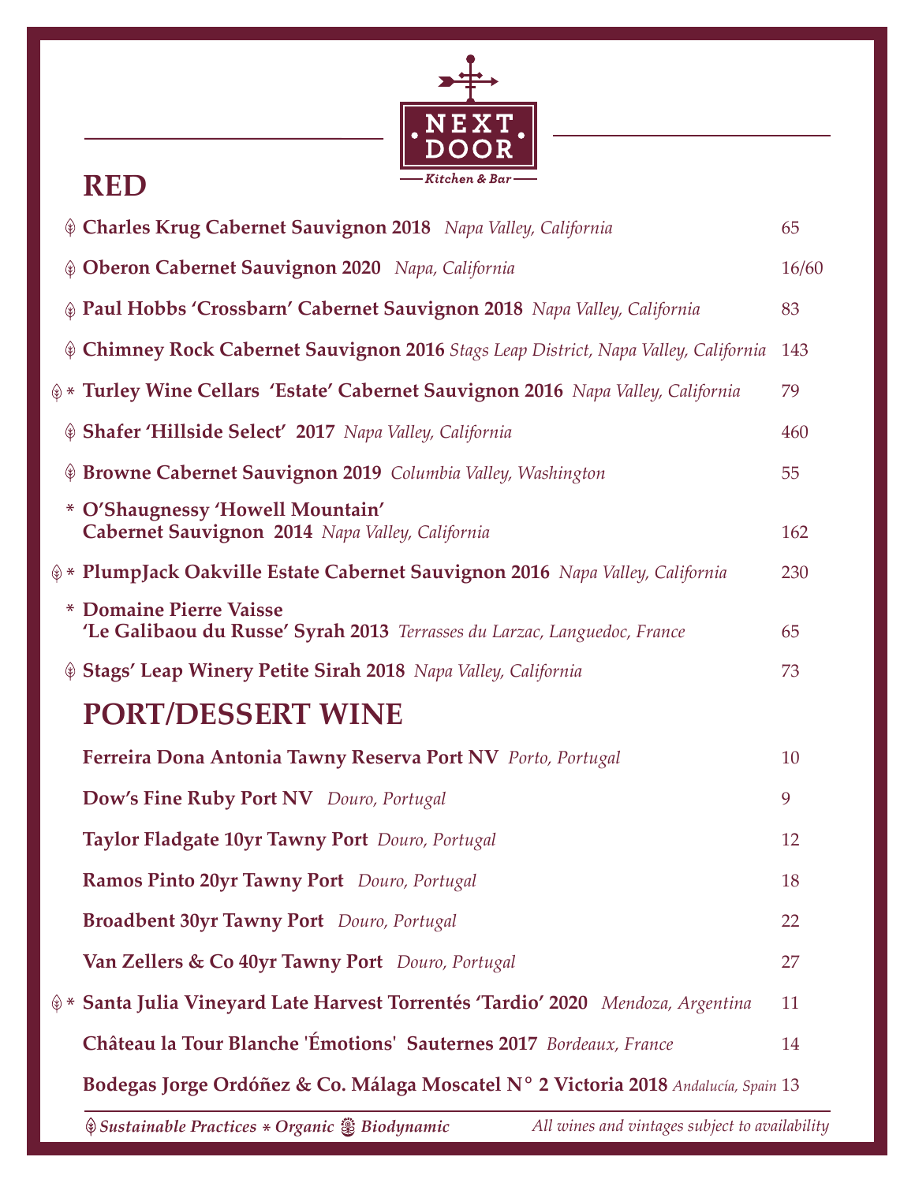NEXT DOOR

Kitchen & Bar

## RED

| | | |
|---|---|---|
| ♧ | **Charles Krug Cabernet Sauvignon 2018** *Napa Valley, California* | 65 |
| ♧ | **Oberon Cabernet Sauvignon 2020** *Napa, California* | 16/60 |
| ♧ | **Paul Hobbs 'Crossbarn' Cabernet Sauvignon 2018** *Napa Valley, California* | 83 |
| ♧ | **Chimney Rock Cabernet Sauvignon 2016** *Stags Leap District, Napa Valley, California* | 143 |
| ♧ * | **Turley Wine Cellars 'Estate' Cabernet Sauvignon 2016** *Napa Valley, California* | 79 |
| ♧ | **Shafer 'Hillside Select' 2017** *Napa Valley, California* | 460 |
| ♧ | **Browne Cabernet Sauvignon 2019** *Columbia Valley, Washington* | 55 |
| * | **O'Shaugnessy 'Howell Mountain' Cabernet Sauvignon 2014** *Napa Valley, California* | 162 |
| ♧ * | **PlumpJack Oakville Estate Cabernet Sauvignon 2016** *Napa Valley, California* | 230 |
| * | **Domaine Pierre Vaisse 'Le Galibaou du Russe' Syrah 2013** *Terrasses du Larzac, Languedoc, France* | 65 |
| ♧ | **Stags' Leap Winery Petite Sirah 2018** *Napa Valley, California* | 73 |

## PORT/DESSERT WINE

| | | |
|---|---|---|
| | **Ferreira Dona Antonia Tawny Reserva Port NV** *Porto, Portugal* | 10 |
| | **Dow's Fine Ruby Port NV** *Douro, Portugal* | 9 |
| | **Taylor Fladgate 10yr Tawny Port** *Douro, Portugal* | 12 |
| | **Ramos Pinto 20yr Tawny Port** *Douro, Portugal* | 18 |
| | **Broadbent 30yr Tawny Port** *Douro, Portugal* | 22 |
| | **Van Zellers & Co 40yr Tawny Port** *Douro, Portugal* | 27 |
| ♧ * | **Santa Julia Vineyard Late Harvest Torrentés 'Tardio' 2020** *Mendoza, Argentina* | 11 |
| | **Château la Tour Blanche 'Émotions' Sauternes 2017** *Bordeaux, France* | 14 |
| | **Bodegas Jorge Ordóñez & Co. Málaga Moscatel N° 2 Victoria 2018** *Andalucía, Spain* | 13 |

*♧ Sustainable Practices * Organic ✿ Biodynamic*

*All wines and vintages subject to availability*